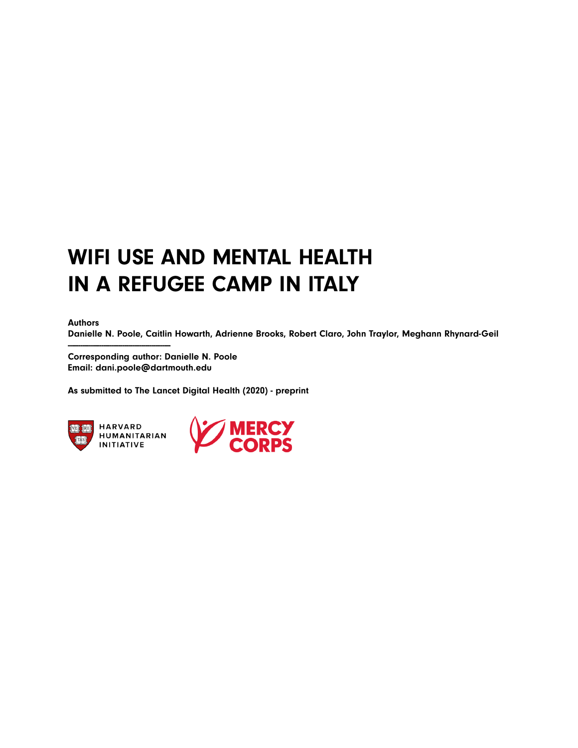# WIFI USE AND MENTAL HEALTH IN A REFUGEE CAMP IN ITALY

**Authors**

**Danielle N. Poole, Caitlin Howarth, Adrienne Brooks, Robert Claro, John Traylor, Meghann Rhynard-Geil**

---

**Corresponding author: Danielle N. Poole**
**Email: dani.poole@dartmouth.edu**

**As submitted to The Lancet Digital Health (2020) - preprint**

HARVARD HUMANITARIAN INITIATIVE

MERCY CORPS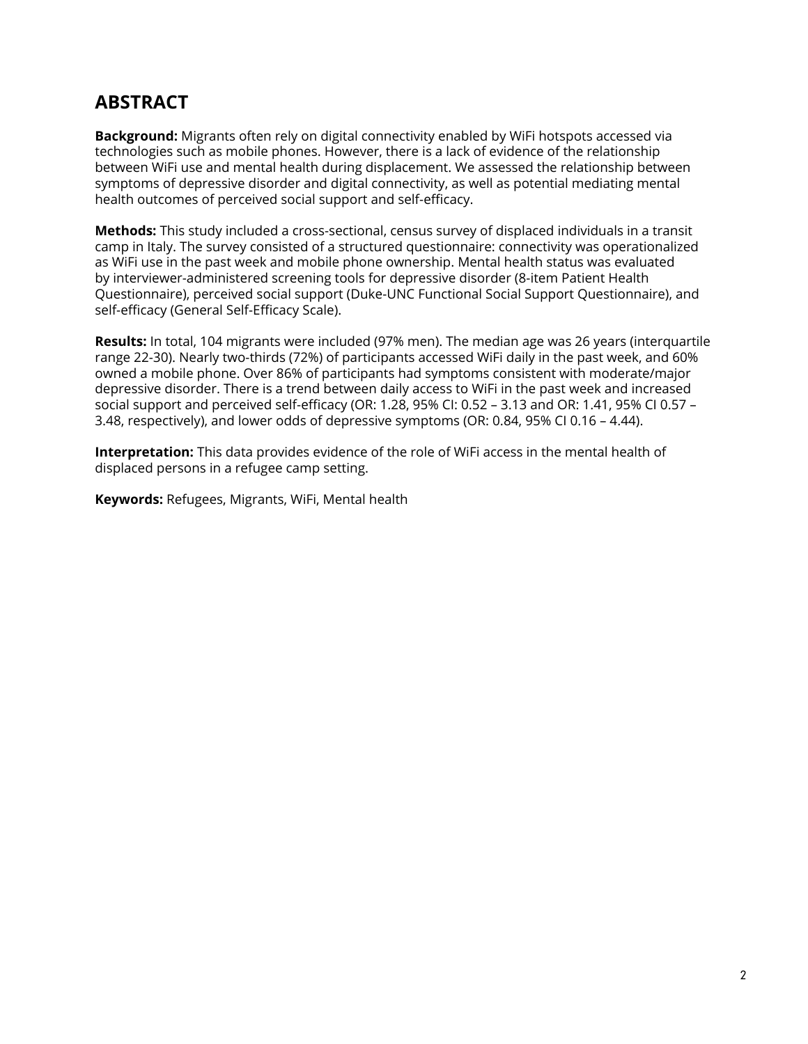## ABSTRACT

**Background:** Migrants often rely on digital connectivity enabled by WiFi hotspots accessed via technologies such as mobile phones. However, there is a lack of evidence of the relationship between WiFi use and mental health during displacement. We assessed the relationship between symptoms of depressive disorder and digital connectivity, as well as potential mediating mental health outcomes of perceived social support and self-efficacy.

**Methods:** This study included a cross-sectional, census survey of displaced individuals in a transit camp in Italy. The survey consisted of a structured questionnaire: connectivity was operationalized as WiFi use in the past week and mobile phone ownership. Mental health status was evaluated by interviewer-administered screening tools for depressive disorder (8-item Patient Health Questionnaire), perceived social support (Duke-UNC Functional Social Support Questionnaire), and self-efficacy (General Self-Efficacy Scale).

**Results:** In total, 104 migrants were included (97% men). The median age was 26 years (interquartile range 22-30). Nearly two-thirds (72%) of participants accessed WiFi daily in the past week, and 60% owned a mobile phone. Over 86% of participants had symptoms consistent with moderate/major depressive disorder. There is a trend between daily access to WiFi in the past week and increased social support and perceived self-efficacy (OR: 1.28, 95% CI: 0.52 – 3.13 and OR: 1.41, 95% CI 0.57 – 3.48, respectively), and lower odds of depressive symptoms (OR: 0.84, 95% CI 0.16 – 4.44).

**Interpretation:** This data provides evidence of the role of WiFi access in the mental health of displaced persons in a refugee camp setting.

**Keywords:** Refugees, Migrants, WiFi, Mental health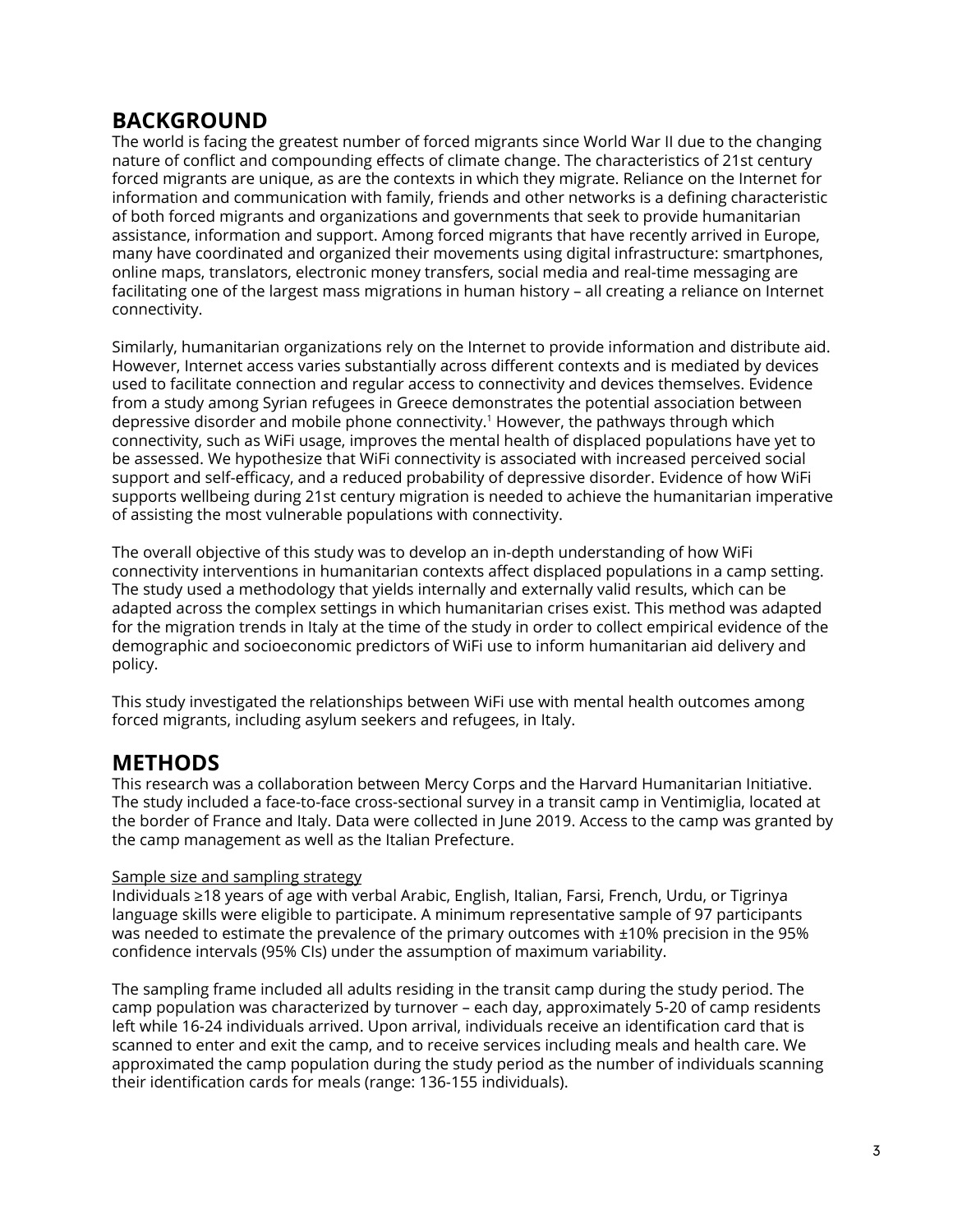## BACKGROUND

The world is facing the greatest number of forced migrants since World War II due to the changing nature of conflict and compounding effects of climate change. The characteristics of 21st century forced migrants are unique, as are the contexts in which they migrate. Reliance on the Internet for information and communication with family, friends and other networks is a defining characteristic of both forced migrants and organizations and governments that seek to provide humanitarian assistance, information and support. Among forced migrants that have recently arrived in Europe, many have coordinated and organized their movements using digital infrastructure: smartphones, online maps, translators, electronic money transfers, social media and real-time messaging are facilitating one of the largest mass migrations in human history – all creating a reliance on Internet connectivity.

Similarly, humanitarian organizations rely on the Internet to provide information and distribute aid. However, Internet access varies substantially across different contexts and is mediated by devices used to facilitate connection and regular access to connectivity and devices themselves. Evidence from a study among Syrian refugees in Greece demonstrates the potential association between depressive disorder and mobile phone connectivity.[1] However, the pathways through which connectivity, such as WiFi usage, improves the mental health of displaced populations have yet to be assessed. We hypothesize that WiFi connectivity is associated with increased perceived social support and self-efficacy, and a reduced probability of depressive disorder. Evidence of how WiFi supports wellbeing during 21st century migration is needed to achieve the humanitarian imperative of assisting the most vulnerable populations with connectivity.

The overall objective of this study was to develop an in-depth understanding of how WiFi connectivity interventions in humanitarian contexts affect displaced populations in a camp setting. The study used a methodology that yields internally and externally valid results, which can be adapted across the complex settings in which humanitarian crises exist. This method was adapted for the migration trends in Italy at the time of the study in order to collect empirical evidence of the demographic and socioeconomic predictors of WiFi use to inform humanitarian aid delivery and policy.

This study investigated the relationships between WiFi use with mental health outcomes among forced migrants, including asylum seekers and refugees, in Italy.

## METHODS

This research was a collaboration between Mercy Corps and the Harvard Humanitarian Initiative. The study included a face-to-face cross-sectional survey in a transit camp in Ventimiglia, located at the border of France and Italy. Data were collected in June 2019. Access to the camp was granted by the camp management as well as the Italian Prefecture.

### Sample size and sampling strategy

Individuals ≥18 years of age with verbal Arabic, English, Italian, Farsi, French, Urdu, or Tigrinya language skills were eligible to participate. A minimum representative sample of 97 participants was needed to estimate the prevalence of the primary outcomes with ±10% precision in the 95% confidence intervals (95% CIs) under the assumption of maximum variability.

The sampling frame included all adults residing in the transit camp during the study period. The camp population was characterized by turnover – each day, approximately 5-20 of camp residents left while 16-24 individuals arrived. Upon arrival, individuals receive an identification card that is scanned to enter and exit the camp, and to receive services including meals and health care. We approximated the camp population during the study period as the number of individuals scanning their identification cards for meals (range: 136-155 individuals).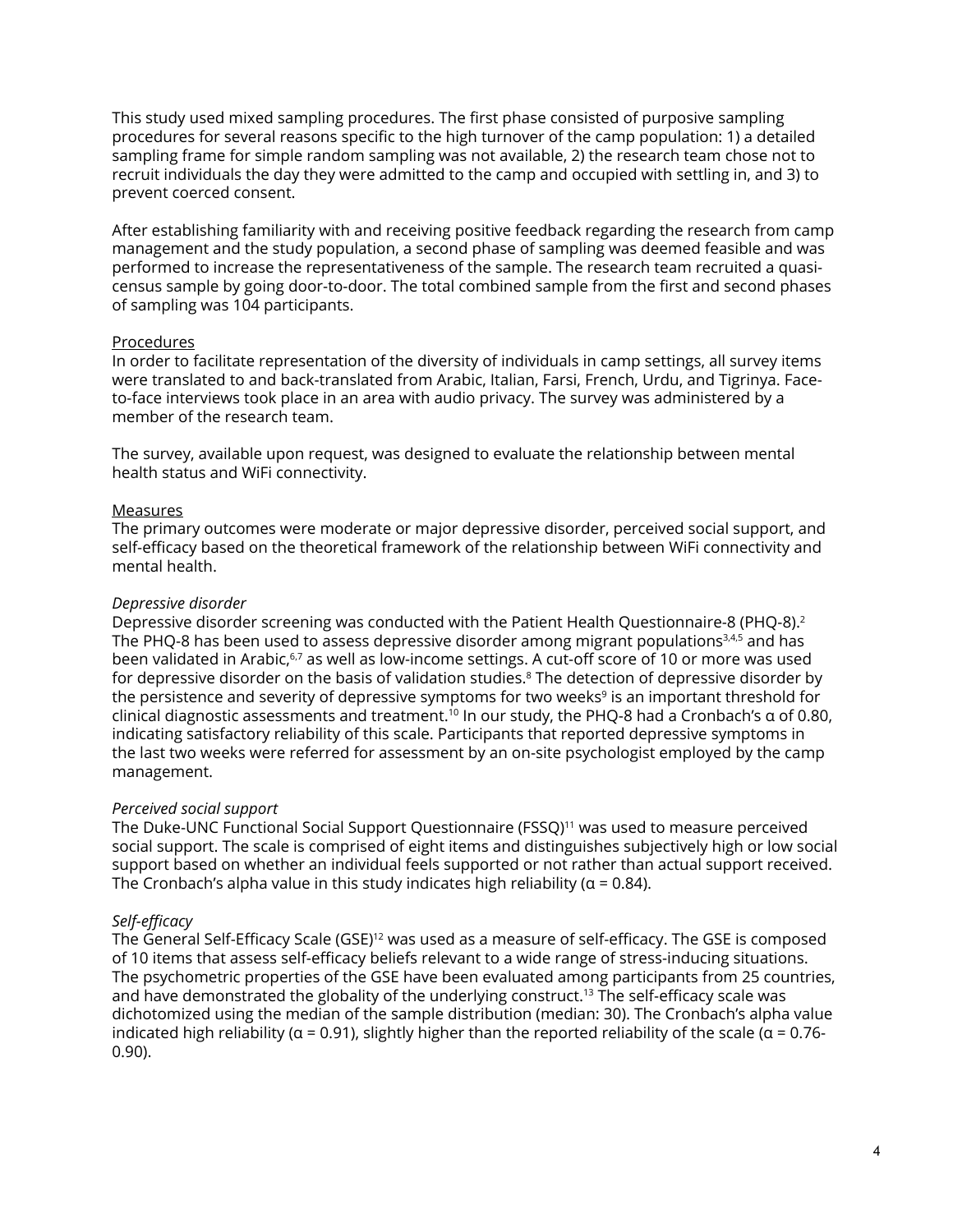This study used mixed sampling procedures. The first phase consisted of purposive sampling procedures for several reasons specific to the high turnover of the camp population: 1) a detailed sampling frame for simple random sampling was not available, 2) the research team chose not to recruit individuals the day they were admitted to the camp and occupied with settling in, and 3) to prevent coerced consent.

After establishing familiarity with and receiving positive feedback regarding the research from camp management and the study population, a second phase of sampling was deemed feasible and was performed to increase the representativeness of the sample. The research team recruited a quasi-census sample by going door-to-door. The total combined sample from the first and second phases of sampling was 104 participants.

## Procedures

In order to facilitate representation of the diversity of individuals in camp settings, all survey items were translated to and back-translated from Arabic, Italian, Farsi, French, Urdu, and Tigrinya. Face-to-face interviews took place in an area with audio privacy. The survey was administered by a member of the research team.

The survey, available upon request, was designed to evaluate the relationship between mental health status and WiFi connectivity.

## Measures

The primary outcomes were moderate or major depressive disorder, perceived social support, and self-efficacy based on the theoretical framework of the relationship between WiFi connectivity and mental health.

### *Depressive disorder*

Depressive disorder screening was conducted with the Patient Health Questionnaire-8 (PHQ-8).[2] The PHQ-8 has been used to assess depressive disorder among migrant populations[3,4,5] and has been validated in Arabic,[6,7] as well as low-income settings. A cut-off score of 10 or more was used for depressive disorder on the basis of validation studies.[8] The detection of depressive disorder by the persistence and severity of depressive symptoms for two weeks[9] is an important threshold for clinical diagnostic assessments and treatment.[10] In our study, the PHQ-8 had a Cronbach's α of 0.80, indicating satisfactory reliability of this scale. Participants that reported depressive symptoms in the last two weeks were referred for assessment by an on-site psychologist employed by the camp management.

### *Perceived social support*

The Duke-UNC Functional Social Support Questionnaire (FSSQ)[11] was used to measure perceived social support. The scale is comprised of eight items and distinguishes subjectively high or low social support based on whether an individual feels supported or not rather than actual support received. The Cronbach's alpha value in this study indicates high reliability ($\alpha = 0.84$).

### *Self-efficacy*

The General Self-Efficacy Scale (GSE)[12] was used as a measure of self-efficacy. The GSE is composed of 10 items that assess self-efficacy beliefs relevant to a wide range of stress-inducing situations. The psychometric properties of the GSE have been evaluated among participants from 25 countries, and have demonstrated the globality of the underlying construct.[13] The self-efficacy scale was dichotomized using the median of the sample distribution (median: 30). The Cronbach's alpha value indicated high reliability ($\alpha = 0.91$), slightly higher than the reported reliability of the scale ($\alpha = 0.76$-$0.90$).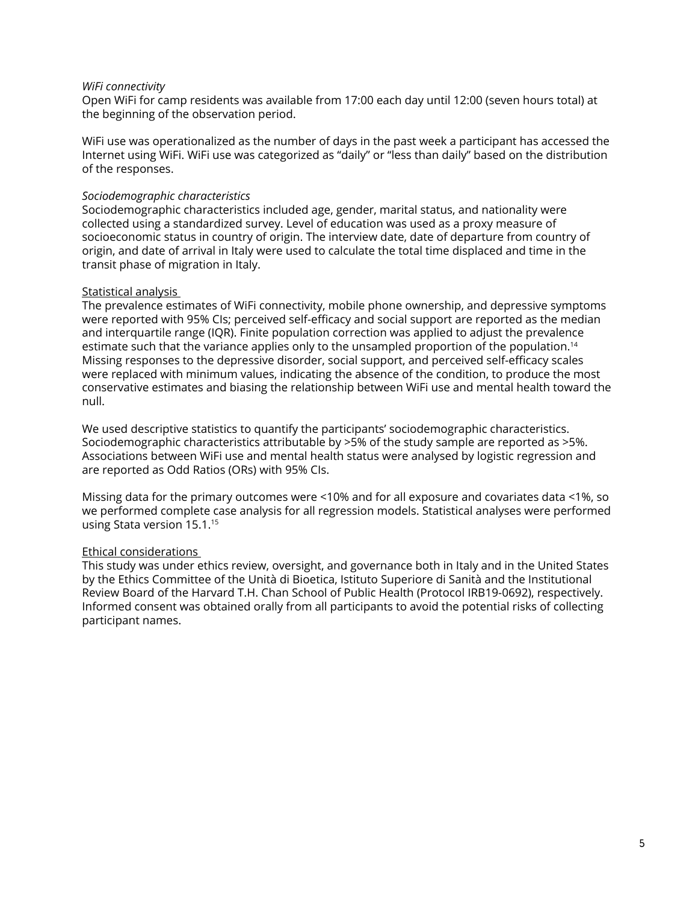*WiFi connectivity*
Open WiFi for camp residents was available from 17:00 each day until 12:00 (seven hours total) at the beginning of the observation period.

WiFi use was operationalized as the number of days in the past week a participant has accessed the Internet using WiFi. WiFi use was categorized as "daily" or "less than daily" based on the distribution of the responses.

*Sociodemographic characteristics*
Sociodemographic characteristics included age, gender, marital status, and nationality were collected using a standardized survey. Level of education was used as a proxy measure of socioeconomic status in country of origin. The interview date, date of departure from country of origin, and date of arrival in Italy were used to calculate the total time displaced and time in the transit phase of migration in Italy.

Statistical analysis
The prevalence estimates of WiFi connectivity, mobile phone ownership, and depressive symptoms were reported with 95% CIs; perceived self-efficacy and social support are reported as the median and interquartile range (IQR). Finite population correction was applied to adjust the prevalence estimate such that the variance applies only to the unsampled proportion of the population.[14] Missing responses to the depressive disorder, social support, and perceived self-efficacy scales were replaced with minimum values, indicating the absence of the condition, to produce the most conservative estimates and biasing the relationship between WiFi use and mental health toward the null.

We used descriptive statistics to quantify the participants' sociodemographic characteristics. Sociodemographic characteristics attributable by >5% of the study sample are reported as >5%. Associations between WiFi use and mental health status were analysed by logistic regression and are reported as Odd Ratios (ORs) with 95% CIs.

Missing data for the primary outcomes were <10% and for all exposure and covariates data <1%, so we performed complete case analysis for all regression models. Statistical analyses were performed using Stata version 15.1.[15]

Ethical considerations
This study was under ethics review, oversight, and governance both in Italy and in the United States by the Ethics Committee of the Unità di Bioetica, Istituto Superiore di Sanità and the Institutional Review Board of the Harvard T.H. Chan School of Public Health (Protocol IRB19-0692), respectively. Informed consent was obtained orally from all participants to avoid the potential risks of collecting participant names.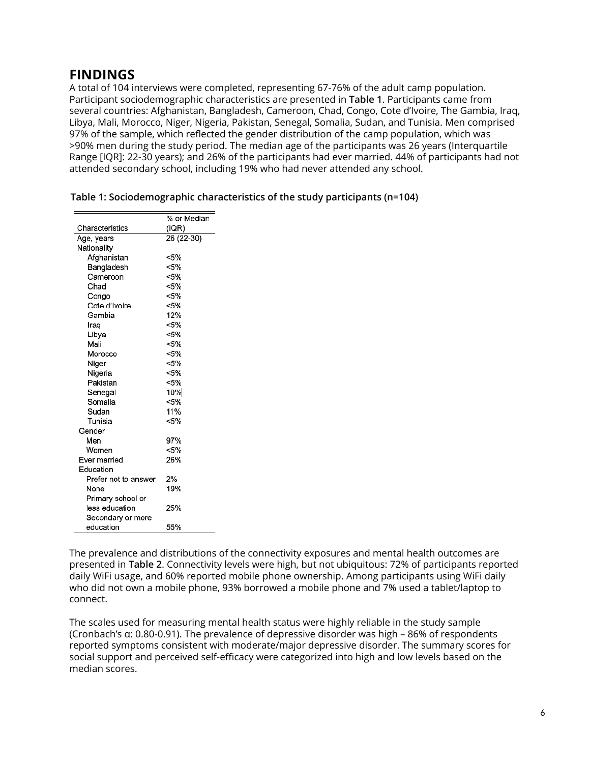## FINDINGS

A total of 104 interviews were completed, representing 67-76% of the adult camp population. Participant sociodemographic characteristics are presented in **Table 1**. Participants came from several countries: Afghanistan, Bangladesh, Cameroon, Chad, Congo, Cote d'Ivoire, The Gambia, Iraq, Libya, Mali, Morocco, Niger, Nigeria, Pakistan, Senegal, Somalia, Sudan, and Tunisia. Men comprised 97% of the sample, which reflected the gender distribution of the camp population, which was >90% men during the study period. The median age of the participants was 26 years (Interquartile Range [IQR]: 22-30 years); and 26% of the participants had ever married. 44% of participants had not attended secondary school, including 19% who had never attended any school.

**Table 1: Sociodemographic characteristics of the study participants (n=104)**

| Characteristics | % or Median (IQR) |
|---|---|
| Age, years | 26 (22-30) |
| Nationality | |
| Afghanistan | <5% |
| Bangladesh | <5% |
| Cameroon | <5% |
| Chad | <5% |
| Congo | <5% |
| Cote d'Ivoire | <5% |
| Gambia | 12% |
| Iraq | <5% |
| Libya | <5% |
| Mali | <5% |
| Morocco | <5% |
| Niger | <5% |
| Nigeria | <5% |
| Pakistan | <5% |
| Senegal | 10% |
| Somalia | <5% |
| Sudan | 11% |
| Tunisia | <5% |
| Gender | |
| Men | 97% |
| Women | <5% |
| Ever married | 26% |
| Education | |
| Prefer not to answer | 2% |
| None | 19% |
| Primary school or less education | 25% |
| Secondary or more education | 55% |

The prevalence and distributions of the connectivity exposures and mental health outcomes are presented in **Table 2**. Connectivity levels were high, but not ubiquitous: 72% of participants reported daily WiFi usage, and 60% reported mobile phone ownership. Among participants using WiFi daily who did not own a mobile phone, 93% borrowed a mobile phone and 7% used a tablet/laptop to connect.

The scales used for measuring mental health status were highly reliable in the study sample (Cronbach's α: 0.80-0.91). The prevalence of depressive disorder was high – 86% of respondents reported symptoms consistent with moderate/major depressive disorder. The summary scores for social support and perceived self-efficacy were categorized into high and low levels based on the median scores.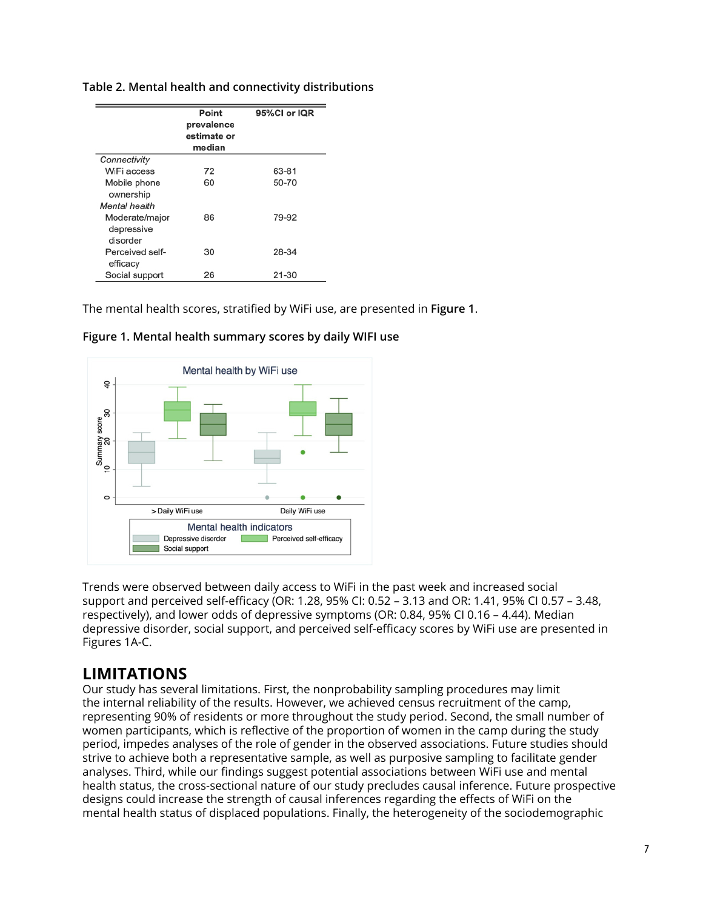**Table 2. Mental health and connectivity distributions**

| | Point prevalence estimate or median | 95%CI or IQR |
|---|---|---|
| *Connectivity* | | |
| WiFi access | 72 | 63-81 |
| Mobile phone ownership | 60 | 50-70 |
| *Mental health* | | |
| Moderate/major depressive disorder | 86 | 79-92 |
| Perceived self-efficacy | 30 | 28-34 |
| Social support | 26 | 21-30 |

The mental health scores, stratified by WiFi use, are presented in **Figure 1**.

**Figure 1. Mental health summary scores by daily WIFI use**

Trends were observed between daily access to WiFi in the past week and increased social support and perceived self-efficacy (OR: 1.28, 95% CI: 0.52 – 3.13 and OR: 1.41, 95% CI 0.57 – 3.48, respectively), and lower odds of depressive symptoms (OR: 0.84, 95% CI 0.16 – 4.44). Median depressive disorder, social support, and perceived self-efficacy scores by WiFi use are presented in Figures 1A-C.

# LIMITATIONS

Our study has several limitations. First, the nonprobability sampling procedures may limit the internal reliability of the results. However, we achieved census recruitment of the camp, representing 90% of residents or more throughout the study period. Second, the small number of women participants, which is reflective of the proportion of women in the camp during the study period, impedes analyses of the role of gender in the observed associations. Future studies should strive to achieve both a representative sample, as well as purposive sampling to facilitate gender analyses. Third, while our findings suggest potential associations between WiFi use and mental health status, the cross-sectional nature of our study precludes causal inference. Future prospective designs could increase the strength of causal inferences regarding the effects of WiFi on the mental health status of displaced populations. Finally, the heterogeneity of the sociodemographic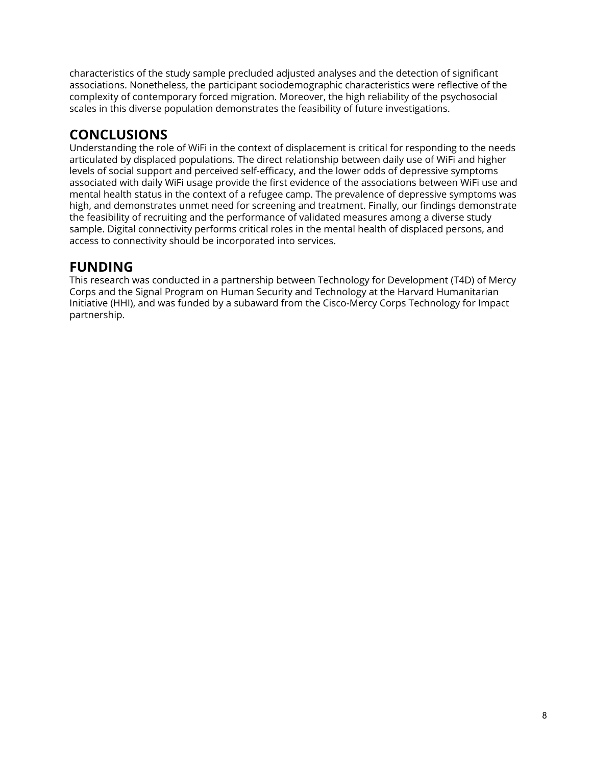characteristics of the study sample precluded adjusted analyses and the detection of significant associations. Nonetheless, the participant sociodemographic characteristics were reflective of the complexity of contemporary forced migration. Moreover, the high reliability of the psychosocial scales in this diverse population demonstrates the feasibility of future investigations.

## CONCLUSIONS

Understanding the role of WiFi in the context of displacement is critical for responding to the needs articulated by displaced populations. The direct relationship between daily use of WiFi and higher levels of social support and perceived self-efficacy, and the lower odds of depressive symptoms associated with daily WiFi usage provide the first evidence of the associations between WiFi use and mental health status in the context of a refugee camp. The prevalence of depressive symptoms was high, and demonstrates unmet need for screening and treatment. Finally, our findings demonstrate the feasibility of recruiting and the performance of validated measures among a diverse study sample. Digital connectivity performs critical roles in the mental health of displaced persons, and access to connectivity should be incorporated into services.

## FUNDING

This research was conducted in a partnership between Technology for Development (T4D) of Mercy Corps and the Signal Program on Human Security and Technology at the Harvard Humanitarian Initiative (HHI), and was funded by a subaward from the Cisco-Mercy Corps Technology for Impact partnership.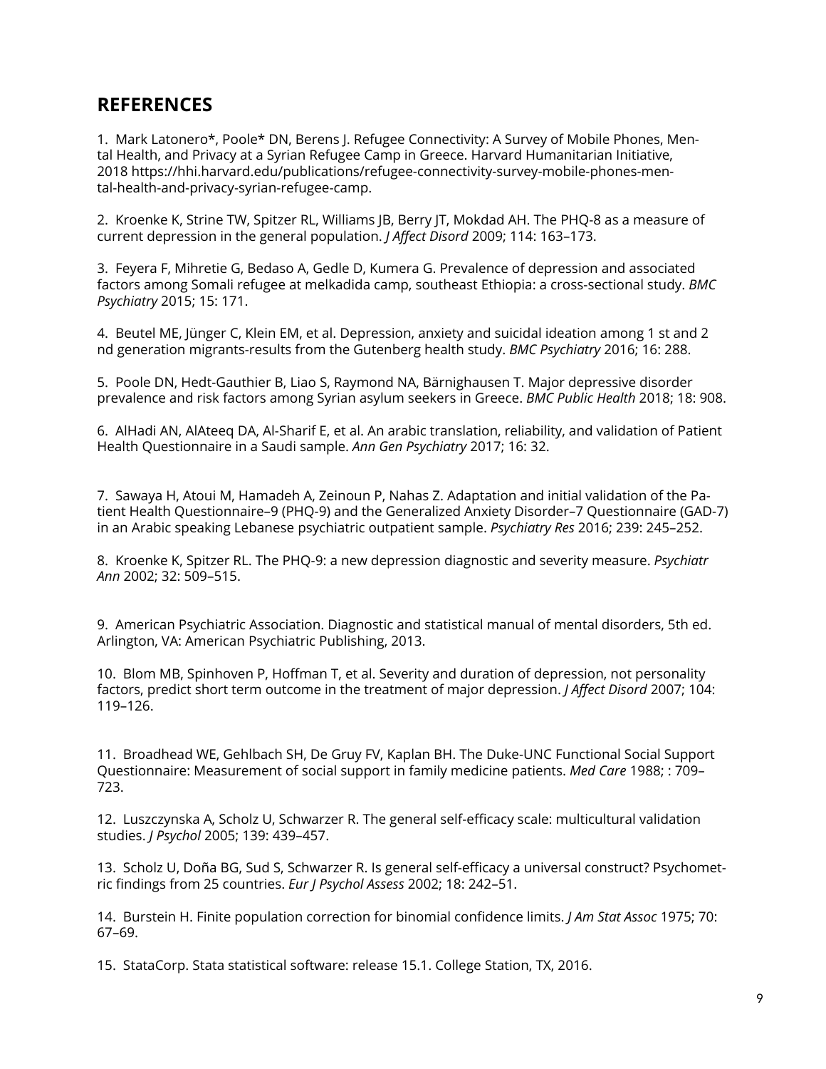## REFERENCES

1. Mark Latonero*, Poole* DN, Berens J. Refugee Connectivity: A Survey of Mobile Phones, Mental Health, and Privacy at a Syrian Refugee Camp in Greece. Harvard Humanitarian Initiative, 2018 https://hhi.harvard.edu/publications/refugee-connectivity-survey-mobile-phones-mental-health-and-privacy-syrian-refugee-camp.

2. Kroenke K, Strine TW, Spitzer RL, Williams JB, Berry JT, Mokdad AH. The PHQ-8 as a measure of current depression in the general population. *J Affect Disord* 2009; 114: 163–173.

3. Feyera F, Mihretie G, Bedaso A, Gedle D, Kumera G. Prevalence of depression and associated factors among Somali refugee at melkadida camp, southeast Ethiopia: a cross-sectional study. *BMC Psychiatry* 2015; 15: 171.

4. Beutel ME, Jünger C, Klein EM, et al. Depression, anxiety and suicidal ideation among 1 st and 2 nd generation migrants-results from the Gutenberg health study. *BMC Psychiatry* 2016; 16: 288.

5. Poole DN, Hedt-Gauthier B, Liao S, Raymond NA, Bärnighausen T. Major depressive disorder prevalence and risk factors among Syrian asylum seekers in Greece. *BMC Public Health* 2018; 18: 908.

6. AlHadi AN, AlAteeq DA, Al-Sharif E, et al. An arabic translation, reliability, and validation of Patient Health Questionnaire in a Saudi sample. *Ann Gen Psychiatry* 2017; 16: 32.

7. Sawaya H, Atoui M, Hamadeh A, Zeinoun P, Nahas Z. Adaptation and initial validation of the Patient Health Questionnaire–9 (PHQ-9) and the Generalized Anxiety Disorder–7 Questionnaire (GAD-7) in an Arabic speaking Lebanese psychiatric outpatient sample. *Psychiatry Res* 2016; 239: 245–252.

8. Kroenke K, Spitzer RL. The PHQ-9: a new depression diagnostic and severity measure. *Psychiatr Ann* 2002; 32: 509–515.

9. American Psychiatric Association. Diagnostic and statistical manual of mental disorders, 5th ed. Arlington, VA: American Psychiatric Publishing, 2013.

10. Blom MB, Spinhoven P, Hoffman T, et al. Severity and duration of depression, not personality factors, predict short term outcome in the treatment of major depression. *J Affect Disord* 2007; 104: 119–126.

11. Broadhead WE, Gehlbach SH, De Gruy FV, Kaplan BH. The Duke-UNC Functional Social Support Questionnaire: Measurement of social support in family medicine patients. *Med Care* 1988; : 709–723.

12. Luszczynska A, Scholz U, Schwarzer R. The general self-efficacy scale: multicultural validation studies. *J Psychol* 2005; 139: 439–457.

13. Scholz U, Doña BG, Sud S, Schwarzer R. Is general self-efficacy a universal construct? Psychometric findings from 25 countries. *Eur J Psychol Assess* 2002; 18: 242–51.

14. Burstein H. Finite population correction for binomial confidence limits. *J Am Stat Assoc* 1975; 70: 67–69.

15. StataCorp. Stata statistical software: release 15.1. College Station, TX, 2016.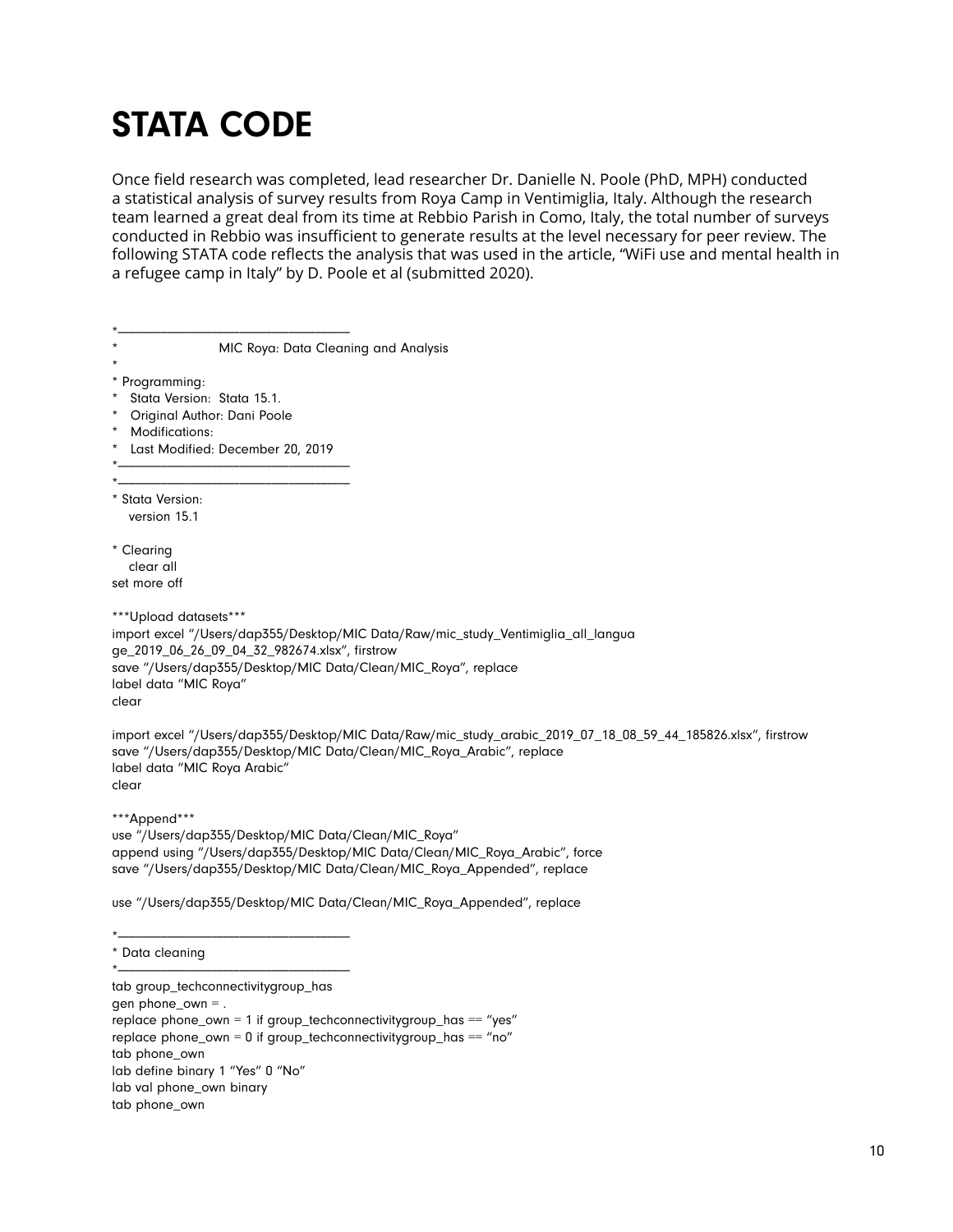# STATA CODE

Once field research was completed, lead researcher Dr. Danielle N. Poole (PhD, MPH) conducted a statistical analysis of survey results from Roya Camp in Ventimiglia, Italy. Although the research team learned a great deal from its time at Rebbio Parish in Como, Italy, the total number of surveys conducted in Rebbio was insufficient to generate results at the level necessary for peer review. The following STATA code reflects the analysis that was used in the article, "WiFi use and mental health in a refugee camp in Italy" by D. Poole et al (submitted 2020).

```
*_____________________________________
*                    MIC Roya: Data Cleaning and Analysis
*
* Programming:
*   Stata Version:  Stata 15.1.
*   Original Author: Dani Poole
*   Modifications:
*   Last Modified: December 20, 2019
*_____________________________________
*_____________________________________
* Stata Version:
    version 15.1

* Clearing
    clear all
set more off

***Upload datasets***
import excel "/Users/dap355/Desktop/MIC Data/Raw/mic_study_Ventimiglia_all_langua
ge_2019_06_26_09_04_32_982674.xlsx", firstrow
save "/Users/dap355/Desktop/MIC Data/Clean/MIC_Roya", replace
label data "MIC Roya"
clear

import excel "/Users/dap355/Desktop/MIC Data/Raw/mic_study_arabic_2019_07_18_08_59_44_185826.xlsx", firstrow
save "/Users/dap355/Desktop/MIC Data/Clean/MIC_Roya_Arabic", replace
label data "MIC Roya Arabic"
clear

***Append***
use "/Users/dap355/Desktop/MIC Data/Clean/MIC_Roya"
append using "/Users/dap355/Desktop/MIC Data/Clean/MIC_Roya_Arabic", force
save "/Users/dap355/Desktop/MIC Data/Clean/MIC_Roya_Appended", replace

use "/Users/dap355/Desktop/MIC Data/Clean/MIC_Roya_Appended", replace

*_____________________________________
* Data cleaning
*_____________________________________
tab group_techconnectivitygroup_has
gen phone_own = .
replace phone_own = 1 if group_techconnectivitygroup_has == "yes"
replace phone_own = 0 if group_techconnectivitygroup_has == "no"
tab phone_own
lab define binary 1 "Yes" 0 "No"
lab val phone_own binary
tab phone_own
```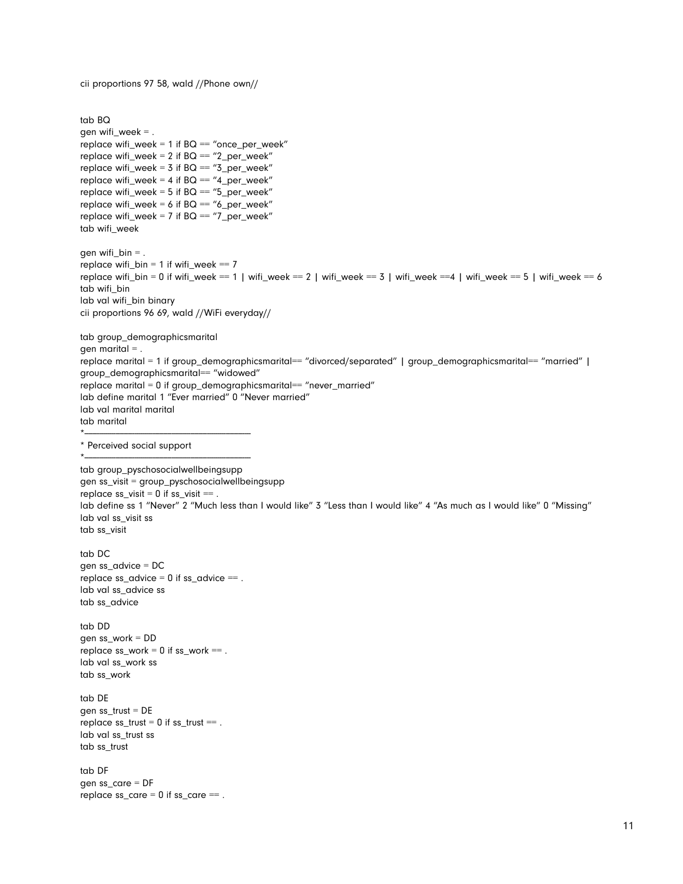```
cii proportions 97 58, wald //Phone own//


tab BQ
gen wifi_week = .
replace wifi_week = 1 if BQ == "once_per_week"
replace wifi_week = 2 if BQ == "2_per_week"
replace wifi_week = 3 if BQ == "3_per_week"
replace wifi_week = 4 if BQ == "4_per_week"
replace wifi_week = 5 if BQ == "5_per_week"
replace wifi_week = 6 if BQ == "6_per_week"
replace wifi_week = 7 if BQ == "7_per_week"
tab wifi_week

gen wifi_bin = .
replace wifi_bin = 1 if wifi_week == 7
replace wifi_bin = 0 if wifi_week == 1 | wifi_week == 2 | wifi_week == 3 | wifi_week ==4 | wifi_week == 5 | wifi_week == 6
tab wifi_bin
lab val wifi_bin binary
cii proportions 96 69, wald //WiFi everyday//

tab group_demographicsmarital
gen marital = .
replace marital = 1 if group_demographicsmarital== "divorced/separated" | group_demographicsmarital== "married" |
group_demographicsmarital== "widowed"
replace marital = 0 if group_demographicsmarital== "never_married"
lab define marital 1 "Ever married" 0 "Never married"
lab val marital marital
tab marital
*___________________________________
* Perceived social support
*___________________________________
tab group_pyschosocialwellbeingsupp
gen ss_visit = group_pyschosocialwellbeingsupp
replace ss_visit = 0 if ss_visit == .
lab define ss 1 "Never" 2 "Much less than I would like" 3 "Less than I would like" 4 "As much as I would like" 0 "Missing"
lab val ss_visit ss
tab ss_visit

tab DC
gen ss_advice = DC
replace ss_advice = 0 if ss_advice == .
lab val ss_advice ss
tab ss_advice

tab DD
gen ss_work = DD
replace ss_work = 0 if ss_work == .
lab val ss_work ss
tab ss_work

tab DE
gen ss_trust = DE
replace ss_trust = 0 if ss_trust == .
lab val ss_trust ss
tab ss_trust

tab DF
gen ss_care = DF
replace ss_care = 0 if ss_care == .
```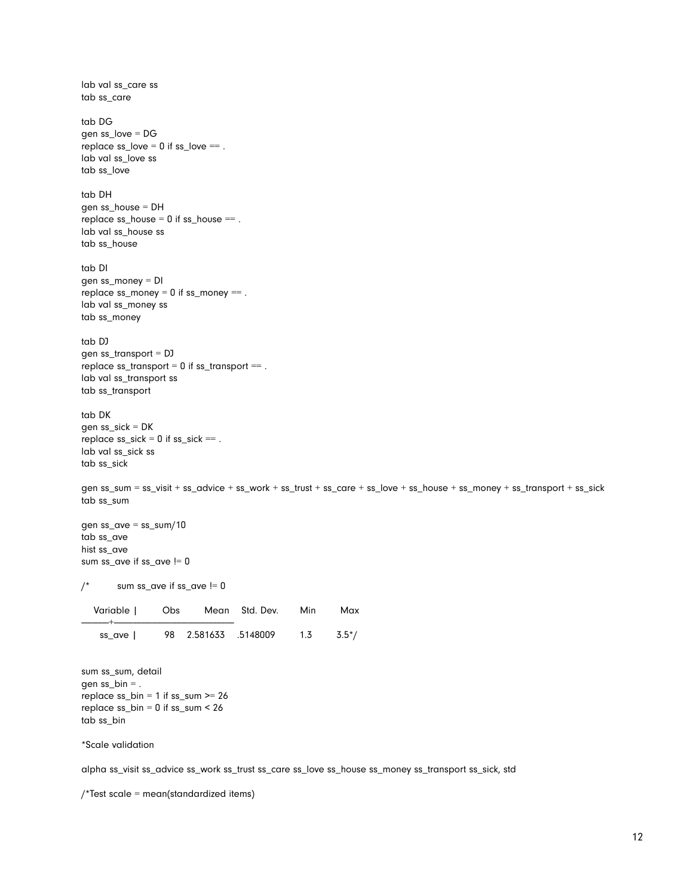```
lab val ss_care ss
tab ss_care

tab DG
gen ss_love = DG
replace ss_love = 0 if ss_love == .
lab val ss_love ss
tab ss_love

tab DH
gen ss_house = DH
replace ss_house = 0 if ss_house == .
lab val ss_house ss
tab ss_house

tab DI
gen ss_money = DI
replace ss_money = 0 if ss_money == .
lab val ss_money ss
tab ss_money

tab DJ
gen ss_transport = DJ
replace ss_transport = 0 if ss_transport == .
lab val ss_transport ss
tab ss_transport

tab DK
gen ss_sick = DK
replace ss_sick = 0 if ss_sick == .
lab val ss_sick ss
tab ss_sick

gen ss_sum = ss_visit + ss_advice + ss_work + ss_trust + ss_care + ss_love + ss_house + ss_money + ss_transport + ss_sick
tab ss_sum

gen ss_ave = ss_sum/10
tab ss_ave
hist ss_ave
sum ss_ave if ss_ave != 0

/*        sum ss_ave if ss_ave != 0

    Variable |       Obs        Mean    Std. Dev.       Min        Max
-------------+---------------------------------------------------------
      ss_ave |        98    2.581633    .5148009        1.3        3.5*/


sum ss_sum, detail
gen ss_bin = .
replace ss_bin = 1 if ss_sum >= 26
replace ss_bin = 0 if ss_sum < 26
tab ss_bin

*Scale validation

alpha ss_visit ss_advice ss_work ss_trust ss_care ss_love ss_house ss_money ss_transport ss_sick, std

/*Test scale = mean(standardized items)
```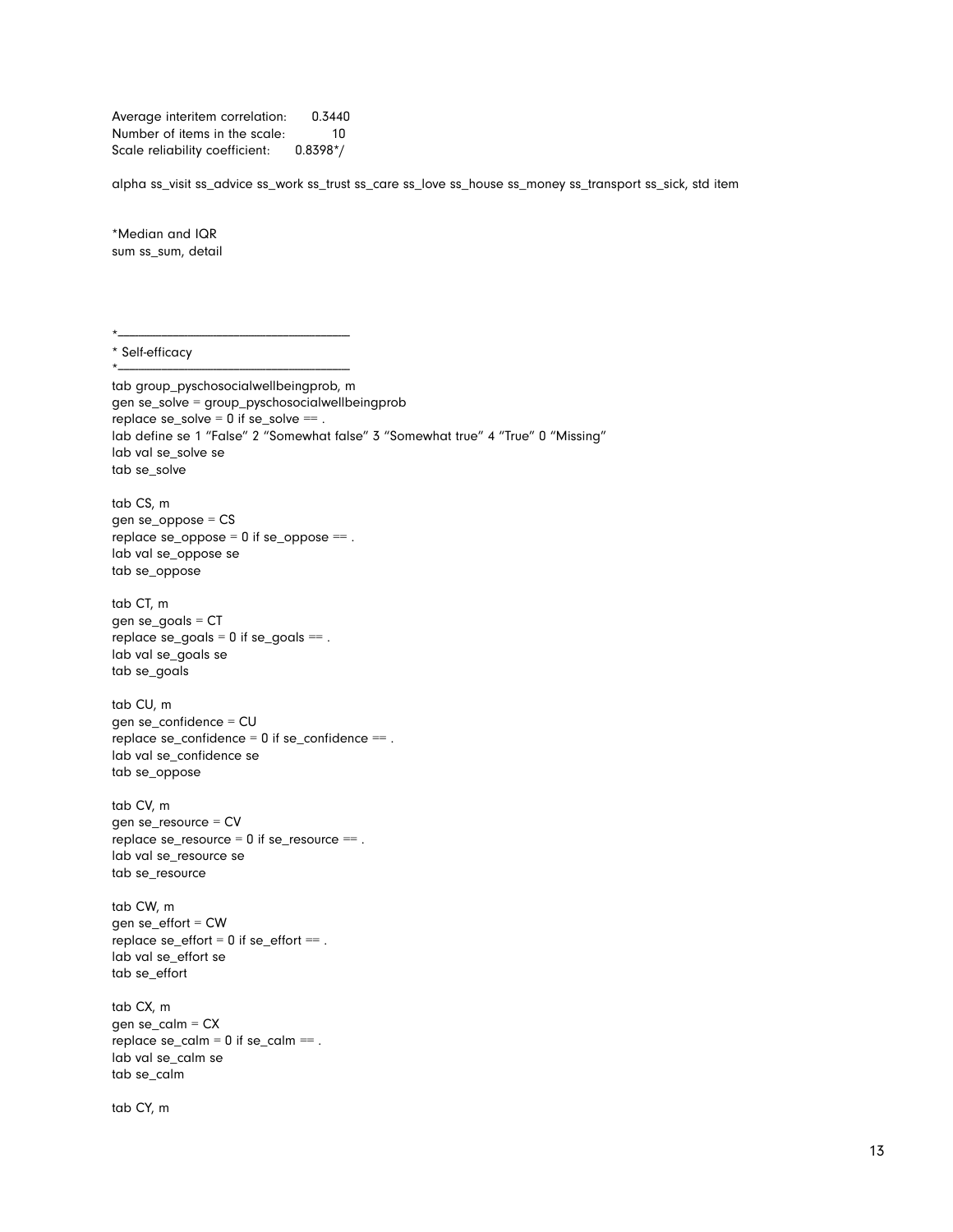```
Average interitem correlation:      0.3440
Number of items in the scale:           10
Scale reliability coefficient:      0.8398*/

alpha ss_visit ss_advice ss_work ss_trust ss_care ss_love ss_house ss_money ss_transport ss_sick, std item


*Median and IQR
sum ss_sum, detail




*___________________________________
* Self-efficacy
*___________________________________
tab group_pyschosocialwellbeingprob, m
gen se_solve = group_pyschosocialwellbeingprob
replace se_solve = 0 if se_solve == .
lab define se 1 "False" 2 "Somewhat false" 3 "Somewhat true" 4 "True" 0 "Missing"
lab val se_solve se
tab se_solve

tab CS, m
gen se_oppose = CS
replace se_oppose = 0 if se_oppose == .
lab val se_oppose se
tab se_oppose

tab CT, m
gen se_goals = CT
replace se_goals = 0 if se_goals == .
lab val se_goals se
tab se_goals

tab CU, m
gen se_confidence = CU
replace se_confidence = 0 if se_confidence == .
lab val se_confidence se
tab se_oppose

tab CV, m
gen se_resource = CV
replace se_resource = 0 if se_resource == .
lab val se_resource se
tab se_resource

tab CW, m
gen se_effort = CW
replace se_effort = 0 if se_effort == .
lab val se_effort se
tab se_effort

tab CX, m
gen se_calm = CX
replace se_calm = 0 if se_calm == .
lab val se_calm se
tab se_calm

tab CY, m
```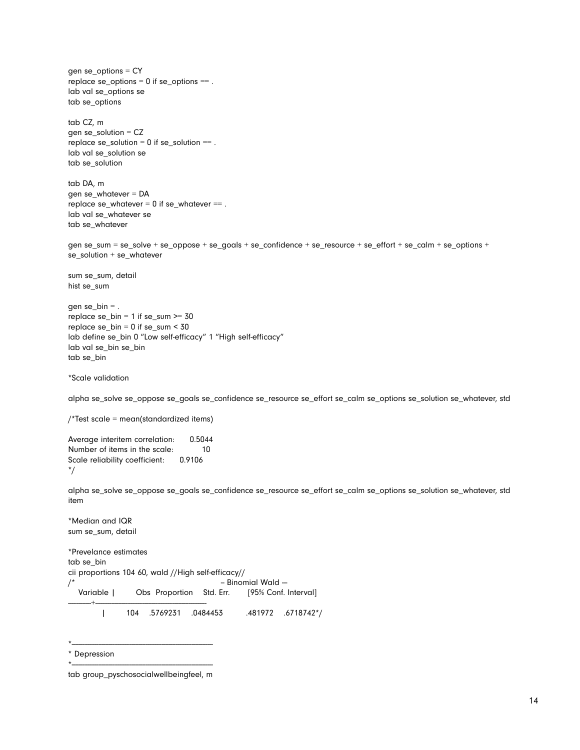```
gen se_options = CY
replace se_options = 0 if se_options == .
lab val se_options se
tab se_options

tab CZ, m
gen se_solution = CZ
replace se_solution = 0 if se_solution == .
lab val se_solution se
tab se_solution

tab DA, m
gen se_whatever = DA
replace se_whatever = 0 if se_whatever == .
lab val se_whatever se
tab se_whatever

gen se_sum = se_solve + se_oppose + se_goals + se_confidence + se_resource + se_effort + se_calm + se_options +
se_solution + se_whatever

sum se_sum, detail
hist se_sum

gen se_bin = .
replace se_bin = 1 if se_sum >= 30
replace se_bin = 0 if se_sum < 30
lab define se_bin 0 "Low self-efficacy" 1 "High self-efficacy"
lab val se_bin se_bin
tab se_bin

*Scale validation

alpha se_solve se_oppose se_goals se_confidence se_resource se_effort se_calm se_options se_solution se_whatever, std

/*Test scale = mean(standardized items)

Average interitem correlation:     0.5044
Number of items in the scale:          10
Scale reliability coefficient:     0.9106
*/

alpha se_solve se_oppose se_goals se_confidence se_resource se_effort se_calm se_options se_solution se_whatever, std
item

*Median and IQR
sum se_sum, detail

*Prevelance estimates
tab se_bin
cii proportions 104 60, wald //High self-efficacy//
/*                                          – Binomial Wald –
   Variable |        Obs  Proportion    Std. Err.       [95% Conf. Interval]
-------------+-----------------------------------------------------------
            |        104    .5769231    .0484453         .481972    .6718742*/


*-----------------------------------------
* Depression
*-----------------------------------------
tab group_pyschosocialwellbeingfeel, m
```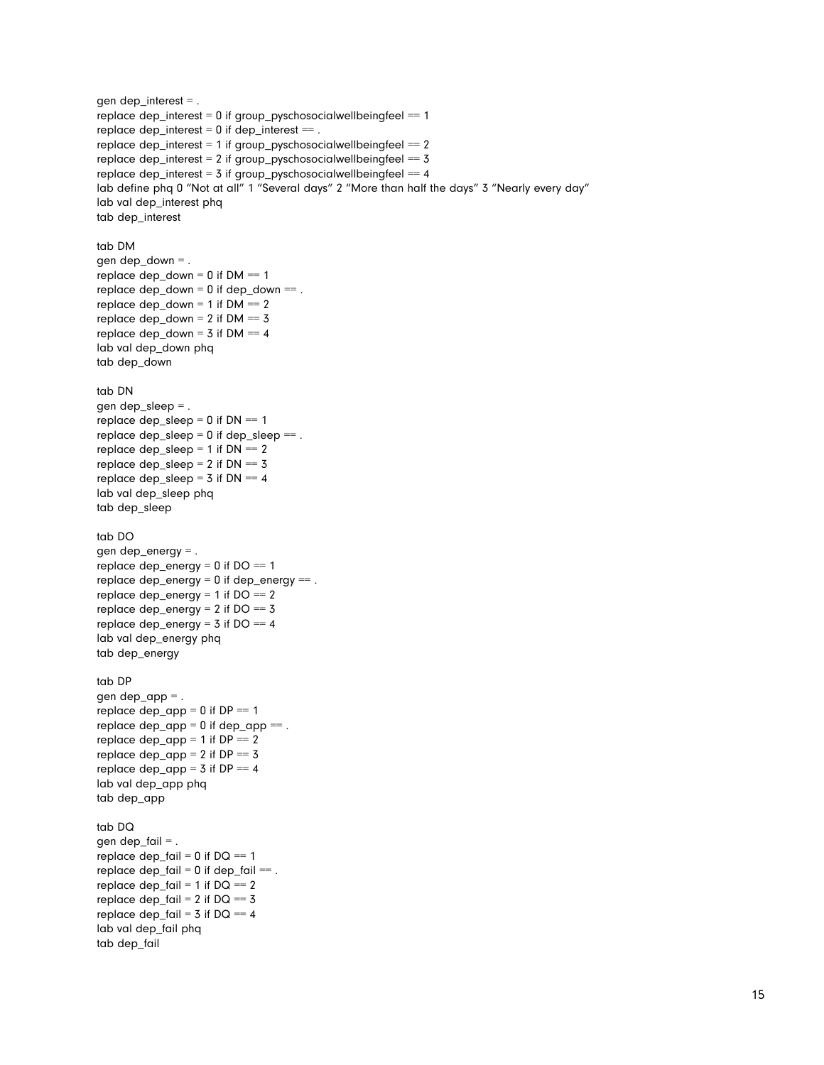```
gen dep_interest = .
replace dep_interest = 0 if group_pyschosocialwellbeingfeel == 1
replace dep_interest = 0 if dep_interest == .
replace dep_interest = 1 if group_pyschosocialwellbeingfeel == 2
replace dep_interest = 2 if group_pyschosocialwellbeingfeel == 3
replace dep_interest = 3 if group_pyschosocialwellbeingfeel == 4
lab define phq 0 "Not at all" 1 "Several days" 2 "More than half the days" 3 "Nearly every day"
lab val dep_interest phq
tab dep_interest

tab DM
gen dep_down = .
replace dep_down = 0 if DM == 1
replace dep_down = 0 if dep_down == .
replace dep_down = 1 if DM == 2
replace dep_down = 2 if DM == 3
replace dep_down = 3 if DM == 4
lab val dep_down phq
tab dep_down

tab DN
gen dep_sleep = .
replace dep_sleep = 0 if DN == 1
replace dep_sleep = 0 if dep_sleep == .
replace dep_sleep = 1 if DN == 2
replace dep_sleep = 2 if DN == 3
replace dep_sleep = 3 if DN == 4
lab val dep_sleep phq
tab dep_sleep

tab DO
gen dep_energy = .
replace dep_energy = 0 if DO == 1
replace dep_energy = 0 if dep_energy == .
replace dep_energy = 1 if DO == 2
replace dep_energy = 2 if DO == 3
replace dep_energy = 3 if DO == 4
lab val dep_energy phq
tab dep_energy

tab DP
gen dep_app = .
replace dep_app = 0 if DP == 1
replace dep_app = 0 if dep_app == .
replace dep_app = 1 if DP == 2
replace dep_app = 2 if DP == 3
replace dep_app = 3 if DP == 4
lab val dep_app phq
tab dep_app

tab DQ
gen dep_fail = .
replace dep_fail = 0 if DQ == 1
replace dep_fail = 0 if dep_fail == .
replace dep_fail = 1 if DQ == 2
replace dep_fail = 2 if DQ == 3
replace dep_fail = 3 if DQ == 4
lab val dep_fail phq
tab dep_fail
```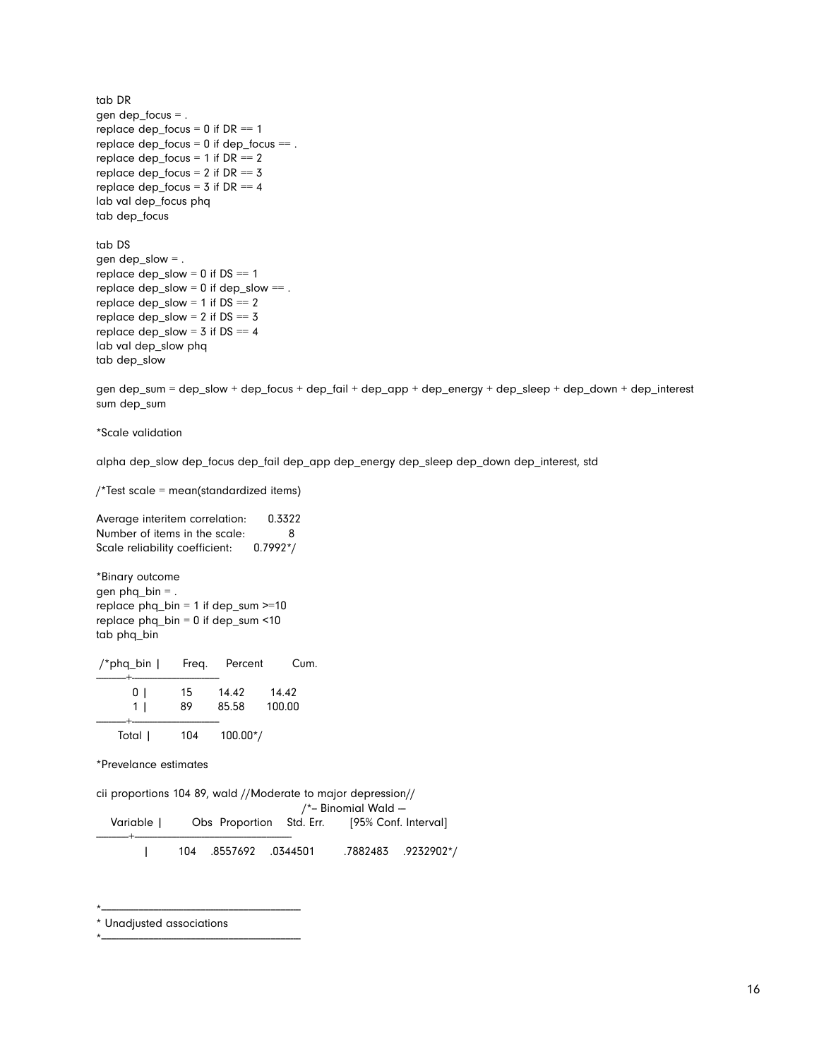```
tab DR
gen dep_focus = .
replace dep_focus = 0 if DR == 1
replace dep_focus = 0 if dep_focus == .
replace dep_focus = 1 if DR == 2
replace dep_focus = 2 if DR == 3
replace dep_focus = 3 if DR == 4
lab val dep_focus phq
tab dep_focus

tab DS
gen dep_slow = .
replace dep_slow = 0 if DS == 1
replace dep_slow = 0 if dep_slow == .
replace dep_slow = 1 if DS == 2
replace dep_slow = 2 if DS == 3
replace dep_slow = 3 if DS == 4
lab val dep_slow phq
tab dep_slow

gen dep_sum = dep_slow + dep_focus + dep_fail + dep_app + dep_energy + dep_sleep + dep_down + dep_interest
sum dep_sum

*Scale validation

alpha dep_slow dep_focus dep_fail dep_app dep_energy dep_sleep dep_down dep_interest, std

/*Test scale = mean(standardized items)

Average interitem correlation:      0.3322
Number of items in the scale:            8
Scale reliability coefficient:      0.7992*/

*Binary outcome
gen phq_bin = .
replace phq_bin = 1 if dep_sum >=10
replace phq_bin = 0 if dep_sum <10
tab phq_bin

 /*phq_bin |      Freq.     Percent        Cum.
-----------+-----------------------------------
         0 |         15       14.42       14.42
         1 |         89       85.58      100.00
-----------+-----------------------------------
     Total |        104      100.00*/

*Prevelance estimates

cii proportions 104 89, wald //Moderate to major depression//
                                                 /*-- Binomial Wald ---
    Variable |        Obs  Proportion    Std. Err.       [95% Conf. Interval]
-------------+---------------------------------------------------------------
             |        104    .8557692    .0344501        .7882483    .9232902*/


*------------------------------------------------------
* Unadjusted associations
*------------------------------------------------------
```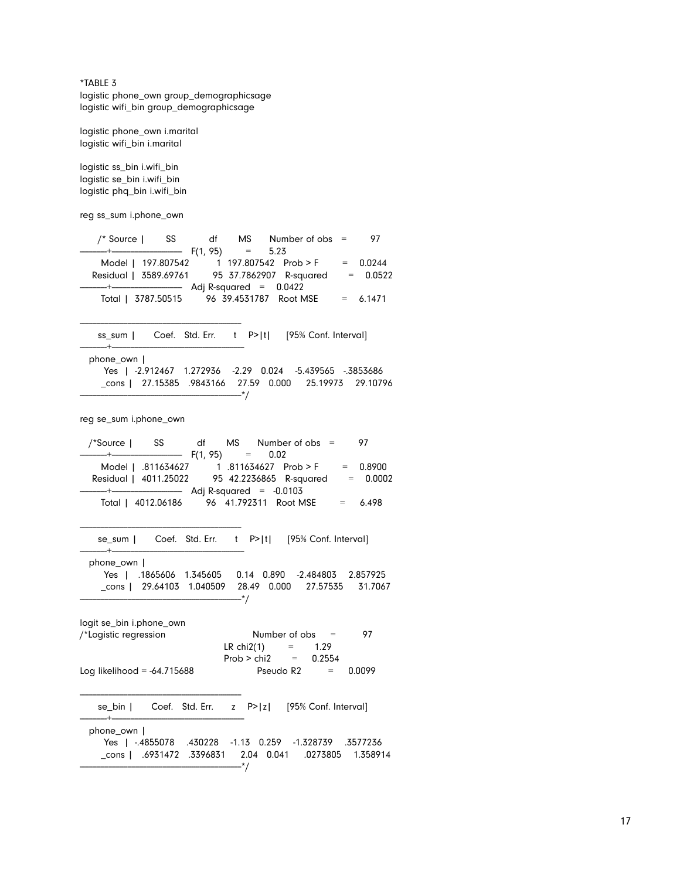```
*TABLE 3
logistic phone_own group_demographicsage
logistic wifi_bin group_demographicsage

logistic phone_own i.marital
logistic wifi_bin i.marital

logistic ss_bin i.wifi_bin
logistic se_bin i.wifi_bin
logistic phq_bin i.wifi_bin

reg ss_sum i.phone_own

    /* Source |       SS           df       MS      Number of obs   =        97
  -------------+----------------------------------   F(1, 95)        =      5.23
       Model |  197.807542         1  197.807542   Prob > F        =    0.0244
    Residual |  3589.69761        95  37.7862907   R-squared       =    0.0522
  -------------+----------------------------------   Adj R-squared   =    0.0422
       Total |  3787.50515        96  39.4531787   Root MSE        =    6.1471

  ------------------------------------------------------------------------------
      ss_sum |      Coef.   Std. Err.      t    P>|t|     [95% Conf. Interval]
  -------------+----------------------------------------------------------------
   phone_own |
         Yes |  -2.912467   1.272936    -2.29   0.024    -5.439565   -.3853686
       _cons |   27.15385   .9843166    27.59   0.000     25.19973    29.10796
  ------------------------------------------------------------------------------*/

reg se_sum i.phone_own

   /*Source |       SS           df       MS      Number of obs   =        97
  -------------+----------------------------------   F(1, 95)        =      0.02
       Model |  .811634627         1  .811634627   Prob > F        =    0.8900
    Residual |  4011.25022        95  42.2236865   R-squared       =    0.0002
  -------------+----------------------------------   Adj R-squared   =   -0.0103
       Total |  4012.06186        96   41.792311   Root MSE        =     6.498

  ------------------------------------------------------------------------------
      se_sum |      Coef.   Std. Err.      t    P>|t|     [95% Conf. Interval]
  -------------+----------------------------------------------------------------
   phone_own |
         Yes |   .1865606   1.345605     0.14   0.890    -2.484803    2.857925
       _cons |   29.64103   1.040509    28.49   0.000     27.57535     31.7067
  ------------------------------------------------------------------------------*/

logit se_bin i.phone_own
/*Logistic regression                             Number of obs     =         97
                                                  LR chi2(1)        =       1.29
                                                  Prob > chi2       =     0.2554
Log likelihood = -64.715688                       Pseudo R2         =     0.0099

  ------------------------------------------------------------------------------
      se_bin |      Coef.   Std. Err.      z    P>|z|     [95% Conf. Interval]
  -------------+----------------------------------------------------------------
   phone_own |
         Yes |  -.4855078    .430228    -1.13   0.259    -1.328739    .3577236
       _cons |   .6931472   .3396831     2.04   0.041     .0273805    1.358914
  ------------------------------------------------------------------------------*/
```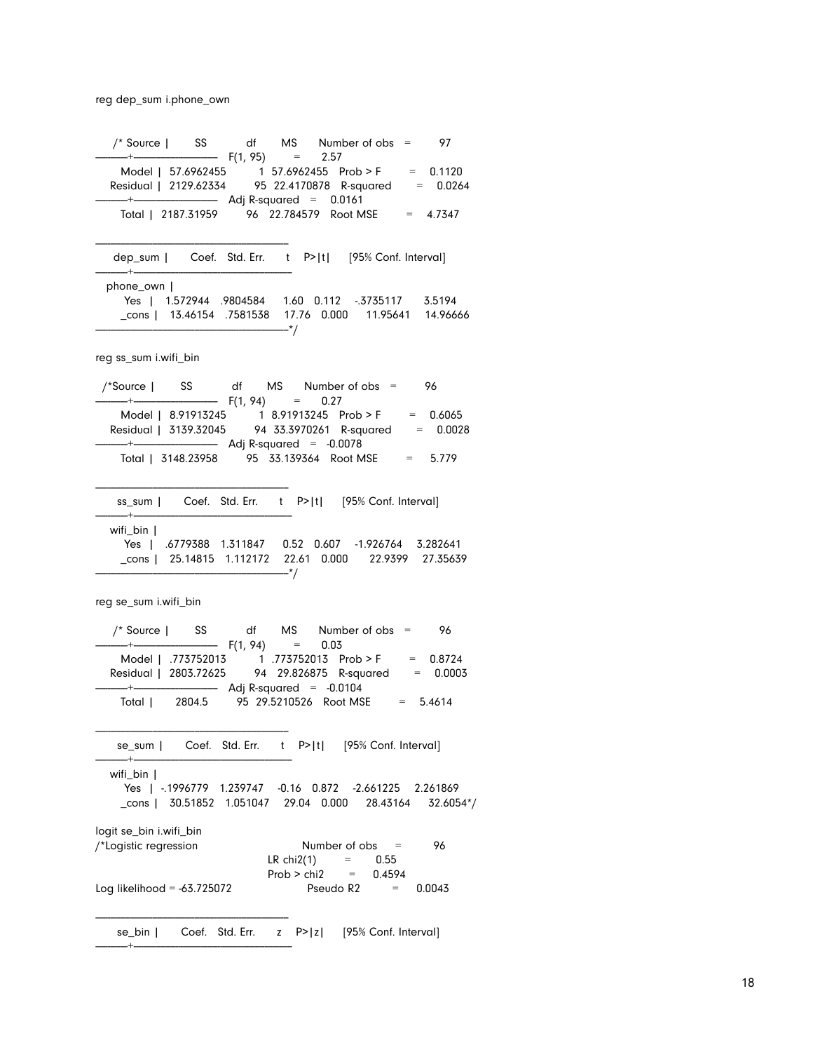reg dep_sum i.phone_own

```
/* Source |       SS           df       MS      Number of obs   =        97
-------------+----------------------------------   F(1, 95)        =      2.57
       Model |  57.6962455         1  57.6962455   Prob > F        =    0.1120
    Residual |  2129.62334        95  22.4170878   R-squared       =    0.0264
-------------+----------------------------------   Adj R-squared   =    0.0161
       Total |  2187.31959        96   22.784579   Root MSE        =    4.7347

------------------------------------------------------------------------------
     dep_sum |      Coef.   Std. Err.      t    P>|t|     [95% Conf. Interval]
-------------+----------------------------------------------------------------
   phone_own |
        Yes  |   1.572944   .9804584     1.60   0.112    -.3735117     3.5194
       _cons |   13.46154   .7581538    17.76   0.000     11.95641   14.96666
------------------------------------------------------------------------------*/
```

reg ss_sum i.wifi_bin

```
/*Source |       SS           df       MS      Number of obs   =        96
-------------+----------------------------------   F(1, 94)        =      0.27
       Model |  8.91913245         1  8.91913245   Prob > F        =    0.6065
    Residual |  3139.32045        94  33.3970261   R-squared       =    0.0028
-------------+----------------------------------   Adj R-squared   =   -0.0078
       Total |  3148.23958        95   33.139364   Root MSE        =     5.779

------------------------------------------------------------------------------
      ss_sum |      Coef.   Std. Err.      t    P>|t|     [95% Conf. Interval]
-------------+----------------------------------------------------------------
    wifi_bin |
        Yes  |   .6779388   1.311847     0.52   0.607    -1.926764    3.282641
       _cons |   25.14815   1.112172    22.61   0.000      22.9399    27.35639
------------------------------------------------------------------------------*/
```

reg se_sum i.wifi_bin

```
/* Source |       SS           df       MS      Number of obs   =        96
-------------+----------------------------------   F(1, 94)        =      0.03
       Model |  .773752013         1  .773752013   Prob > F        =    0.8724
    Residual |  2803.72625        94   29.826875   R-squared       =    0.0003
-------------+----------------------------------   Adj R-squared   =   -0.0104
       Total |      2804.5        95  29.5210526   Root MSE        =    5.4614

------------------------------------------------------------------------------
      se_sum |      Coef.   Std. Err.      t    P>|t|     [95% Conf. Interval]
-------------+----------------------------------------------------------------
    wifi_bin |
        Yes  |  -.1996779   1.239747    -0.16   0.872    -2.661225    2.261869
       _cons |   30.51852   1.051047    29.04   0.000     28.43164     32.6054*/
```

logit se_bin i.wifi_bin

```
/*Logistic regression                          Number of obs     =         96
                                               LR chi2(1)        =       0.55
                                               Prob > chi2       =     0.4594
Log likelihood = -63.725072                    Pseudo R2         =     0.0043

------------------------------------------------------------------------------
      se_bin |      Coef.   Std. Err.      z    P>|z|     [95% Conf. Interval]
-------------+----------------------------------------------------------------
```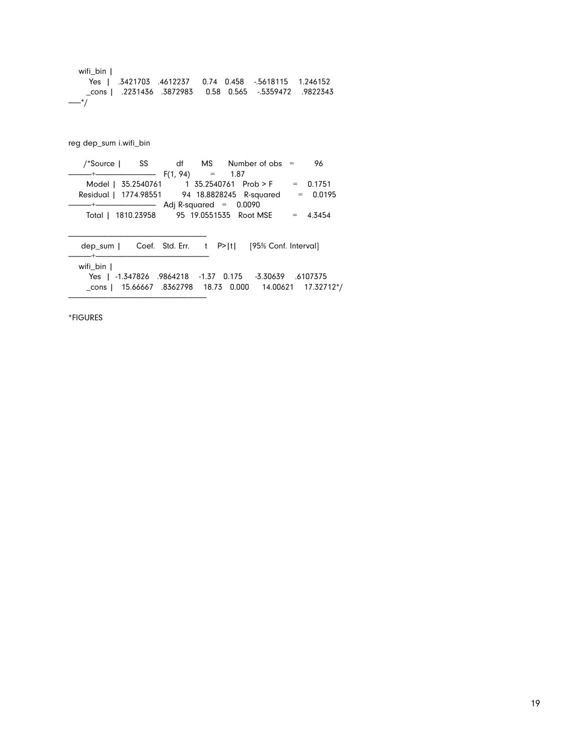```
    wifi_bin |
        Yes  |   .3421703   .4612237     0.74   0.458    -.5618115    1.246152
       _cons |   .2231436   .3872983     0.58   0.565    -.5359472    .9822343
------*/
```

```
reg dep_sum i.wifi_bin
```

```
      /*Source |       SS           df       MS      Number of obs   =        96
-------------+----------------------------------   F(1, 94)        =      1.87
       Model |  35.2540761         1  35.2540761   Prob > F        =    0.1751
    Residual |  1774.98551        94  18.8828245   R-squared       =    0.0195
-------------+----------------------------------   Adj R-squared   =    0.0090
       Total |  1810.23958        95  19.0551535   Root MSE        =    4.3454

------------------------------------------------------------------------------
     dep_sum |      Coef.   Std. Err.      t    P>|t|     [95% Conf. Interval]
-------------+----------------------------------------------------------------
    wifi_bin |
        Yes  |  -1.347826   .9864218    -1.37   0.175     -3.30639    .6107375
       _cons |   15.66667   .8362798    18.73   0.000     14.00621    17.32712*/
------------------------------------------------------------------------------
```

```
*FIGURES
```